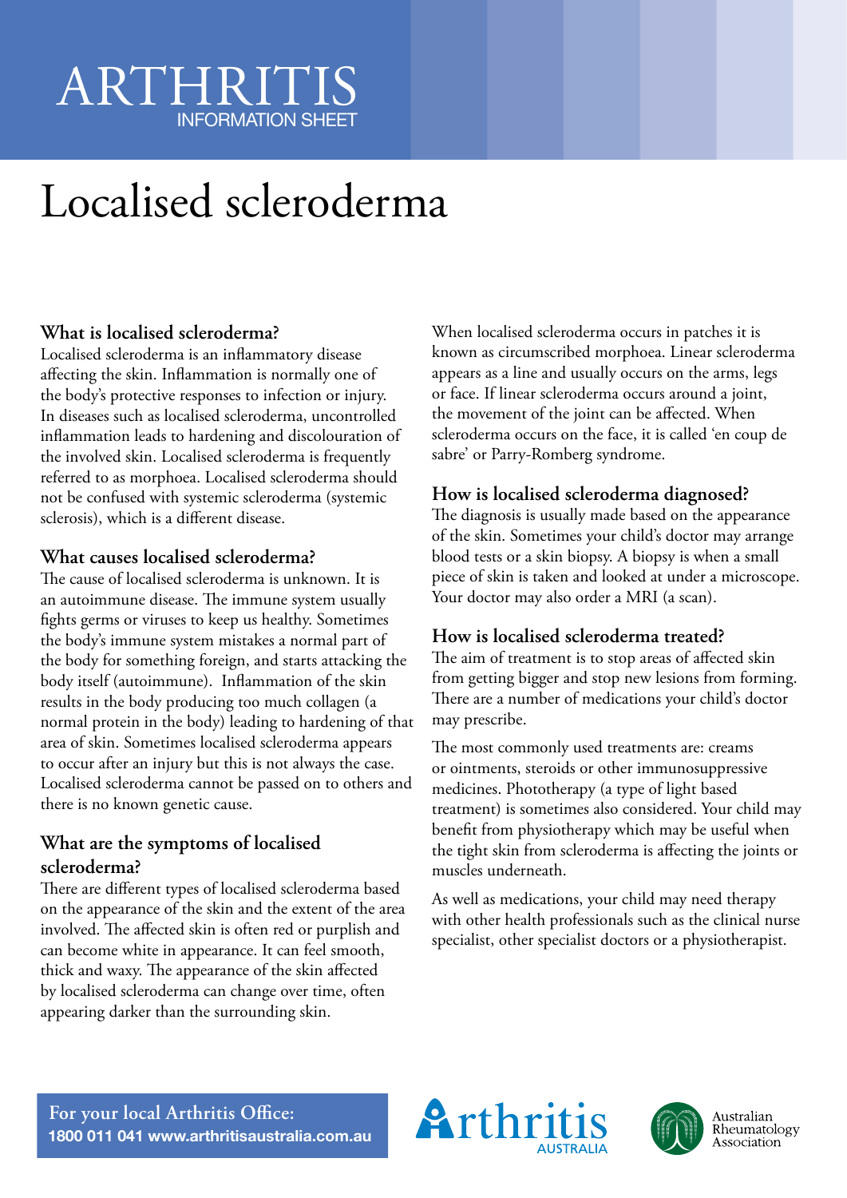# ARTHRITIS
INFORMATION SHEET

# Localised scleroderma

## What is localised scleroderma?

Localised scleroderma is an inflammatory disease affecting the skin. Inflammation is normally one of the body's protective responses to infection or injury. In diseases such as localised scleroderma, uncontrolled inflammation leads to hardening and discolouration of the involved skin. Localised scleroderma is frequently referred to as morphoea. Localised scleroderma should not be confused with systemic scleroderma (systemic sclerosis), which is a different disease.

## What causes localised scleroderma?

The cause of localised scleroderma is unknown. It is an autoimmune disease. The immune system usually fights germs or viruses to keep us healthy. Sometimes the body's immune system mistakes a normal part of the body for something foreign, and starts attacking the body itself (autoimmune). Inflammation of the skin results in the body producing too much collagen (a normal protein in the body) leading to hardening of that area of skin. Sometimes localised scleroderma appears to occur after an injury but this is not always the case. Localised scleroderma cannot be passed on to others and there is no known genetic cause.

## What are the symptoms of localised scleroderma?

There are different types of localised scleroderma based on the appearance of the skin and the extent of the area involved. The affected skin is often red or purplish and can become white in appearance. It can feel smooth, thick and waxy. The appearance of the skin affected by localised scleroderma can change over time, often appearing darker than the surrounding skin.

When localised scleroderma occurs in patches it is known as circumscribed morphoea. Linear scleroderma appears as a line and usually occurs on the arms, legs or face. If linear scleroderma occurs around a joint, the movement of the joint can be affected. When scleroderma occurs on the face, it is called 'en coup de sabre' or Parry-Romberg syndrome.

## How is localised scleroderma diagnosed?

The diagnosis is usually made based on the appearance of the skin. Sometimes your child's doctor may arrange blood tests or a skin biopsy. A biopsy is when a small piece of skin is taken and looked at under a microscope. Your doctor may also order a MRI (a scan).

## How is localised scleroderma treated?

The aim of treatment is to stop areas of affected skin from getting bigger and stop new lesions from forming. There are a number of medications your child's doctor may prescribe.

The most commonly used treatments are: creams or ointments, steroids or other immunosuppressive medicines. Phototherapy (a type of light based treatment) is sometimes also considered. Your child may benefit from physiotherapy which may be useful when the tight skin from scleroderma is affecting the joints or muscles underneath.

As well as medications, your child may need therapy with other health professionals such as the clinical nurse specialist, other specialist doctors or a physiotherapist.

**For your local Arthritis Office:**
**1800 011 041 www.arthritisaustralia.com.au**

Arthritis AUSTRALIA

Australian Rheumatology Association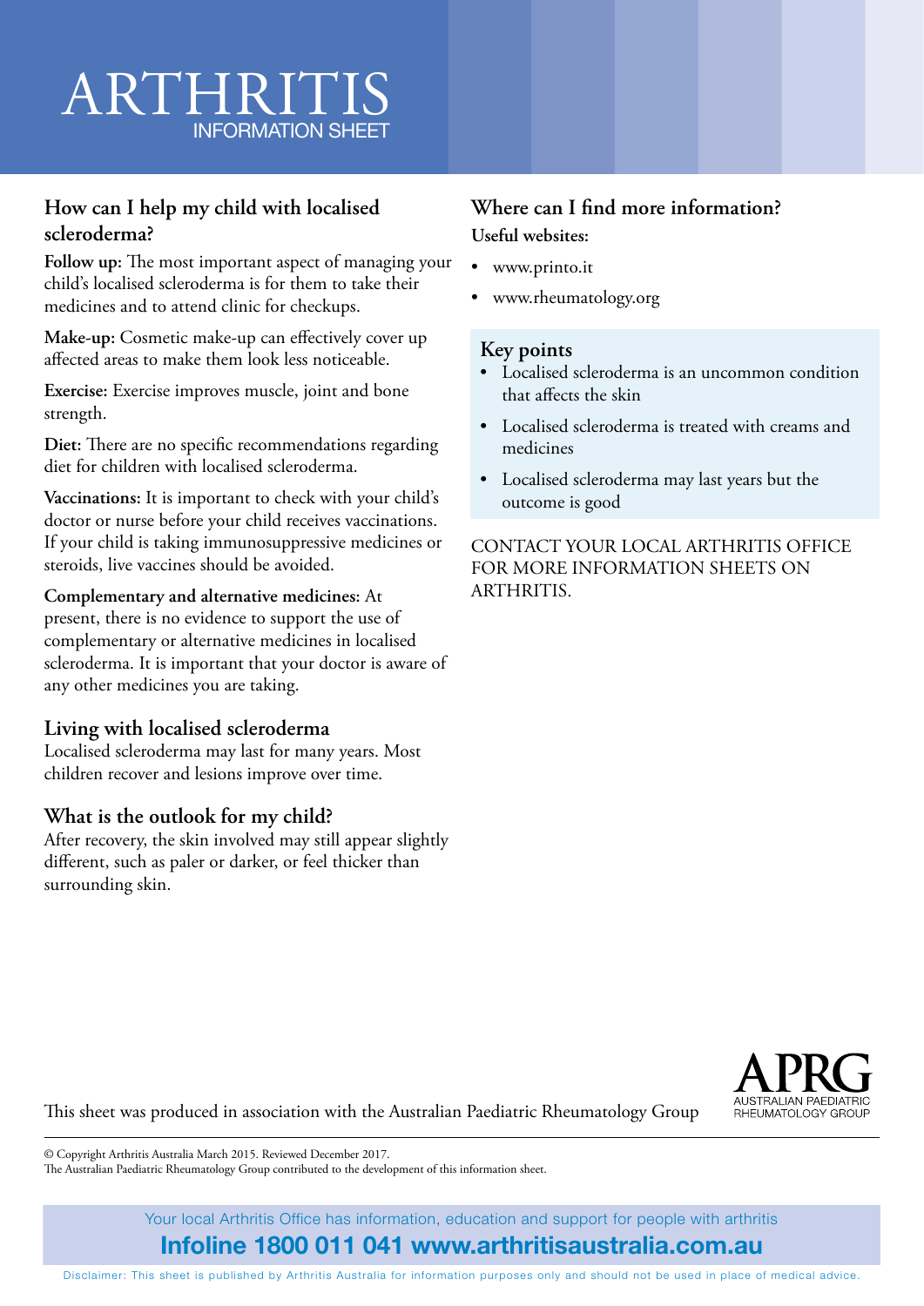# ARTHRITIS

INFORMATION SHEET

## How can I help my child with localised scleroderma?

**Follow up:** The most important aspect of managing your child's localised scleroderma is for them to take their medicines and to attend clinic for checkups.

**Make-up:** Cosmetic make-up can effectively cover up affected areas to make them look less noticeable.

**Exercise:** Exercise improves muscle, joint and bone strength.

**Diet:** There are no specific recommendations regarding diet for children with localised scleroderma.

**Vaccinations:** It is important to check with your child's doctor or nurse before your child receives vaccinations. If your child is taking immunosuppressive medicines or steroids, live vaccines should be avoided.

**Complementary and alternative medicines:** At present, there is no evidence to support the use of complementary or alternative medicines in localised scleroderma. It is important that your doctor is aware of any other medicines you are taking.

## Living with localised scleroderma

Localised scleroderma may last for many years. Most children recover and lesions improve over time.

## What is the outlook for my child?

After recovery, the skin involved may still appear slightly different, such as paler or darker, or feel thicker than surrounding skin.

## Where can I find more information?

**Useful websites:**

- www.printo.it
- www.rheumatology.org

### Key points

- Localised scleroderma is an uncommon condition that affects the skin
- Localised scleroderma is treated with creams and medicines
- Localised scleroderma may last years but the outcome is good

CONTACT YOUR LOCAL ARTHRITIS OFFICE FOR MORE INFORMATION SHEETS ON ARTHRITIS.

This sheet was produced in association with the Australian Paediatric Rheumatology Group

APRG AUSTRALIAN PAEDIATRIC RHEUMATOLOGY GROUP

© Copyright Arthritis Australia March 2015. Reviewed December 2017.
The Australian Paediatric Rheumatology Group contributed to the development of this information sheet.

Your local Arthritis Office has information, education and support for people with arthritis

**Infoline 1800 011 041 www.arthritisaustralia.com.au**

Disclaimer: This sheet is published by Arthritis Australia for information purposes only and should not be used in place of medical advice.